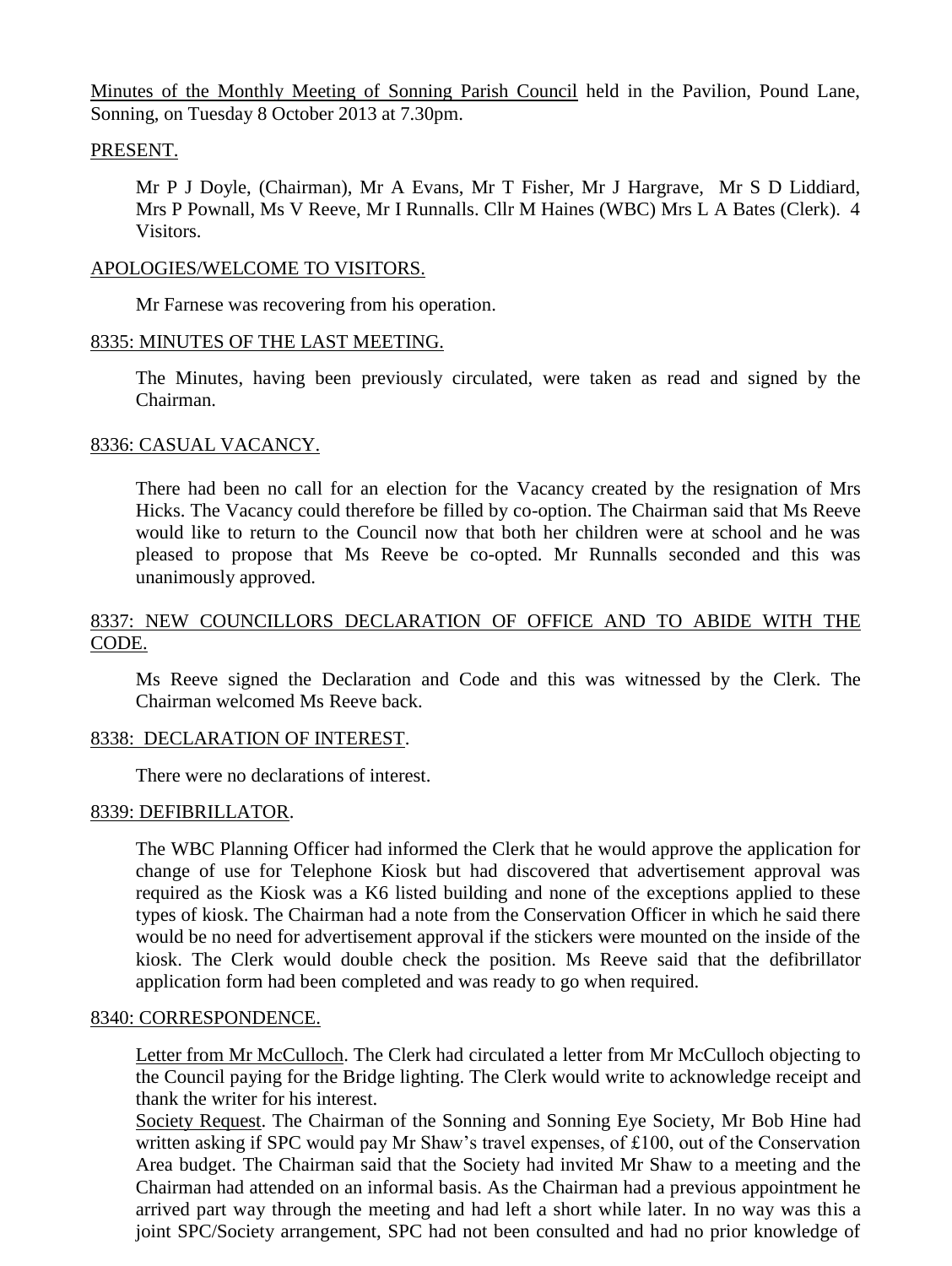Minutes of the Monthly Meeting of Sonning Parish Council held in the Pavilion, Pound Lane, Sonning, on Tuesday 8 October 2013 at 7.30pm.

## PRESENT.

Mr P J Doyle, (Chairman), Mr A Evans, Mr T Fisher, Mr J Hargrave, Mr S D Liddiard, Mrs P Pownall, Ms V Reeve, Mr I Runnalls. Cllr M Haines (WBC) Mrs L A Bates (Clerk). 4 Visitors.

## APOLOGIES/WELCOME TO VISITORS.

Mr Farnese was recovering from his operation.

## 8335: MINUTES OF THE LAST MEETING.

The Minutes, having been previously circulated, were taken as read and signed by the Chairman.

## 8336: CASUAL VACANCY.

There had been no call for an election for the Vacancy created by the resignation of Mrs Hicks. The Vacancy could therefore be filled by co-option. The Chairman said that Ms Reeve would like to return to the Council now that both her children were at school and he was pleased to propose that Ms Reeve be co-opted. Mr Runnalls seconded and this was unanimously approved.

## 8337: NEW COUNCILLORS DECLARATION OF OFFICE AND TO ABIDE WITH THE CODE.

Ms Reeve signed the Declaration and Code and this was witnessed by the Clerk. The Chairman welcomed Ms Reeve back.

## 8338: DECLARATION OF INTEREST.

There were no declarations of interest.

## 8339: DEFIBRILLATOR.

The WBC Planning Officer had informed the Clerk that he would approve the application for change of use for Telephone Kiosk but had discovered that advertisement approval was required as the Kiosk was a K6 listed building and none of the exceptions applied to these types of kiosk. The Chairman had a note from the Conservation Officer in which he said there would be no need for advertisement approval if the stickers were mounted on the inside of the kiosk. The Clerk would double check the position. Ms Reeve said that the defibrillator application form had been completed and was ready to go when required.

## 8340: CORRESPONDENCE.

Letter from Mr McCulloch. The Clerk had circulated a letter from Mr McCulloch objecting to the Council paying for the Bridge lighting. The Clerk would write to acknowledge receipt and thank the writer for his interest.

Society Request. The Chairman of the Sonning and Sonning Eye Society, Mr Bob Hine had written asking if SPC would pay Mr Shaw's travel expenses, of £100, out of the Conservation Area budget. The Chairman said that the Society had invited Mr Shaw to a meeting and the Chairman had attended on an informal basis. As the Chairman had a previous appointment he arrived part way through the meeting and had left a short while later. In no way was this a joint SPC/Society arrangement, SPC had not been consulted and had no prior knowledge of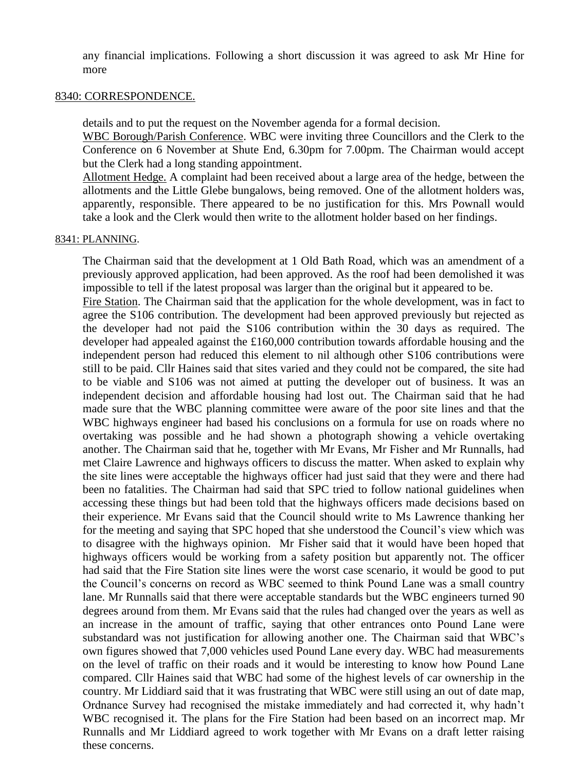any financial implications. Following a short discussion it was agreed to ask Mr Hine for more

8340: CORRESPONDENCE.

details and to put the request on the November agenda for a formal decision.

WBC Borough/Parish Conference. WBC were inviting three Councillors and the Clerk to the Conference on 6 November at Shute End, 6.30pm for 7.00pm. The Chairman would accept but the Clerk had a long standing appointment.

Allotment Hedge. A complaint had been received about a large area of the hedge, between the allotments and the Little Glebe bungalows, being removed. One of the allotment holders was, apparently, responsible. There appeared to be no justification for this. Mrs Pownall would take a look and the Clerk would then write to the allotment holder based on her findings.

8341: PLANNING.

The Chairman said that the development at 1 Old Bath Road, which was an amendment of a previously approved application, had been approved. As the roof had been demolished it was impossible to tell if the latest proposal was larger than the original but it appeared to be.

Fire Station. The Chairman said that the application for the whole development, was in fact to agree the S106 contribution. The development had been approved previously but rejected as the developer had not paid the S106 contribution within the 30 days as required. The developer had appealed against the £160,000 contribution towards affordable housing and the independent person had reduced this element to nil although other S106 contributions were still to be paid. Cllr Haines said that sites varied and they could not be compared, the site had to be viable and S106 was not aimed at putting the developer out of business. It was an independent decision and affordable housing had lost out. The Chairman said that he had made sure that the WBC planning committee were aware of the poor site lines and that the WBC highways engineer had based his conclusions on a formula for use on roads where no overtaking was possible and he had shown a photograph showing a vehicle overtaking another. The Chairman said that he, together with Mr Evans, Mr Fisher and Mr Runnalls, had met Claire Lawrence and highways officers to discuss the matter. When asked to explain why the site lines were acceptable the highways officer had just said that they were and there had been no fatalities. The Chairman had said that SPC tried to follow national guidelines when accessing these things but had been told that the highways officers made decisions based on their experience. Mr Evans said that the Council should write to Ms Lawrence thanking her for the meeting and saying that SPC hoped that she understood the Council's view which was to disagree with the highways opinion. Mr Fisher said that it would have been hoped that highways officers would be working from a safety position but apparently not. The officer had said that the Fire Station site lines were the worst case scenario, it would be good to put the Council's concerns on record as WBC seemed to think Pound Lane was a small country lane. Mr Runnalls said that there were acceptable standards but the WBC engineers turned 90 degrees around from them. Mr Evans said that the rules had changed over the years as well as an increase in the amount of traffic, saying that other entrances onto Pound Lane were substandard was not justification for allowing another one. The Chairman said that WBC's own figures showed that 7,000 vehicles used Pound Lane every day. WBC had measurements on the level of traffic on their roads and it would be interesting to know how Pound Lane compared. Cllr Haines said that WBC had some of the highest levels of car ownership in the country. Mr Liddiard said that it was frustrating that WBC were still using an out of date map, Ordnance Survey had recognised the mistake immediately and had corrected it, why hadn't WBC recognised it. The plans for the Fire Station had been based on an incorrect map. Mr Runnalls and Mr Liddiard agreed to work together with Mr Evans on a draft letter raising these concerns.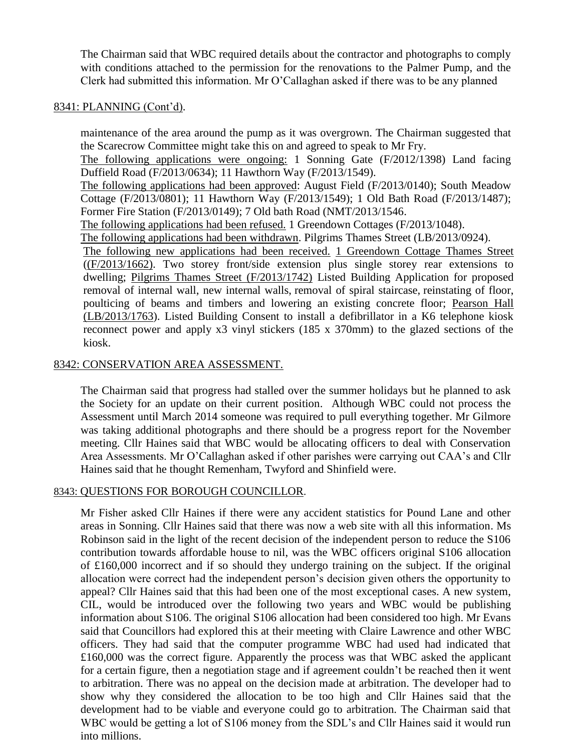The Chairman said that WBC required details about the contractor and photographs to comply with conditions attached to the permission for the renovations to the Palmer Pump, and the Clerk had submitted this information. Mr O'Callaghan asked if there was to be any planned

8341: PLANNING (Cont'd).

maintenance of the area around the pump as it was overgrown. The Chairman suggested that the Scarecrow Committee might take this on and agreed to speak to Mr Fry.

The following applications were ongoing: 1 Sonning Gate (F/2012/1398) Land facing Duffield Road (F/2013/0634); 11 Hawthorn Way (F/2013/1549).

The following applications had been approved: August Field (F/2013/0140); South Meadow Cottage (F/2013/0801); 11 Hawthorn Way (F/2013/1549); 1 Old Bath Road (F/2013/1487); Former Fire Station (F/2013/0149); 7 Old bath Road (NMT/2013/1546.

The following applications had been refused. 1 Greendown Cottages (F/2013/1048).

The following applications had been withdrawn. Pilgrims Thames Street (LB/2013/0924).

The following new applications had been received. 1 Greendown Cottage Thames Street ((F/2013/1662). Two storey front/side extension plus single storey rear extensions to dwelling; Pilgrims Thames Street (F/2013/1742) Listed Building Application for proposed removal of internal wall, new internal walls, removal of spiral staircase, reinstating of floor, poulticing of beams and timbers and lowering an existing concrete floor; Pearson Hall (LB/2013/1763). Listed Building Consent to install a defibrillator in a K6 telephone kiosk reconnect power and apply x3 vinyl stickers (185 x 370mm) to the glazed sections of the kiosk.

8342: CONSERVATION AREA ASSESSMENT.

The Chairman said that progress had stalled over the summer holidays but he planned to ask the Society for an update on their current position. Although WBC could not process the Assessment until March 2014 someone was required to pull everything together. Mr Gilmore was taking additional photographs and there should be a progress report for the November meeting. Cllr Haines said that WBC would be allocating officers to deal with Conservation Area Assessments. Mr O'Callaghan asked if other parishes were carrying out CAA's and Cllr Haines said that he thought Remenham, Twyford and Shinfield were.

8343: QUESTIONS FOR BOROUGH COUNCILLOR.

Mr Fisher asked Cllr Haines if there were any accident statistics for Pound Lane and other areas in Sonning. Cllr Haines said that there was now a web site with all this information. Ms Robinson said in the light of the recent decision of the independent person to reduce the S106 contribution towards affordable house to nil, was the WBC officers original S106 allocation of £160,000 incorrect and if so should they undergo training on the subject. If the original allocation were correct had the independent person's decision given others the opportunity to appeal? Cllr Haines said that this had been one of the most exceptional cases. A new system, CIL, would be introduced over the following two years and WBC would be publishing information about S106. The original S106 allocation had been considered too high. Mr Evans said that Councillors had explored this at their meeting with Claire Lawrence and other WBC officers. They had said that the computer programme WBC had used had indicated that £160,000 was the correct figure. Apparently the process was that WBC asked the applicant for a certain figure, then a negotiation stage and if agreement couldn't be reached then it went to arbitration. There was no appeal on the decision made at arbitration. The developer had to show why they considered the allocation to be too high and Cllr Haines said that the development had to be viable and everyone could go to arbitration. The Chairman said that WBC would be getting a lot of S106 money from the SDL's and Cllr Haines said it would run into millions.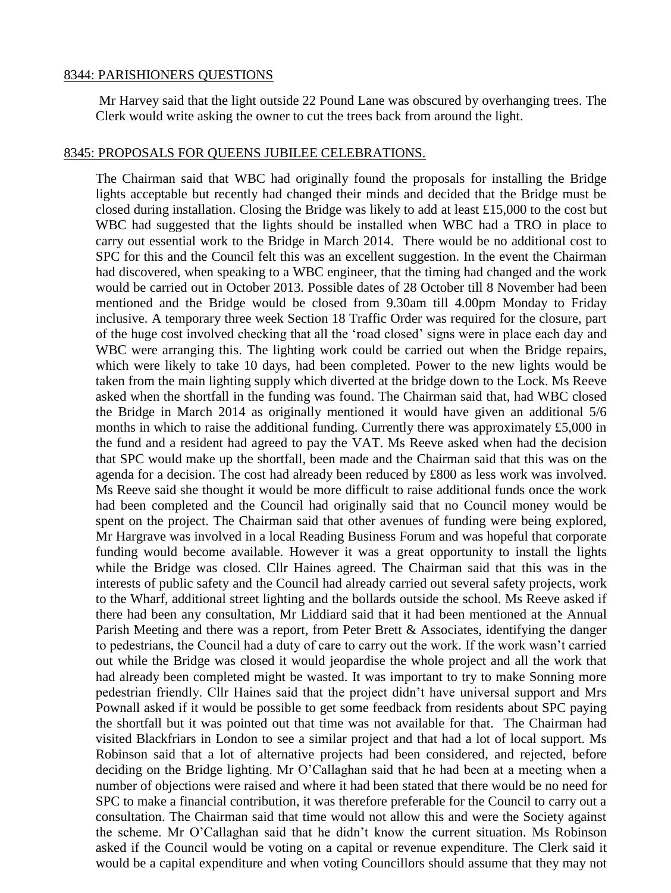8344: PARISHIONERS QUESTIONS

Mr Harvey said that the light outside 22 Pound Lane was obscured by overhanging trees. The Clerk would write asking the owner to cut the trees back from around the light.

8345: PROPOSALS FOR QUEENS JUBILEE CELEBRATIONS.

The Chairman said that WBC had originally found the proposals for installing the Bridge lights acceptable but recently had changed their minds and decided that the Bridge must be closed during installation. Closing the Bridge was likely to add at least £15,000 to the cost but WBC had suggested that the lights should be installed when WBC had a TRO in place to carry out essential work to the Bridge in March 2014. There would be no additional cost to SPC for this and the Council felt this was an excellent suggestion. In the event the Chairman had discovered, when speaking to a WBC engineer, that the timing had changed and the work would be carried out in October 2013. Possible dates of 28 October till 8 November had been mentioned and the Bridge would be closed from 9.30am till 4.00pm Monday to Friday inclusive. A temporary three week Section 18 Traffic Order was required for the closure, part of the huge cost involved checking that all the 'road closed' signs were in place each day and WBC were arranging this. The lighting work could be carried out when the Bridge repairs, which were likely to take 10 days, had been completed. Power to the new lights would be taken from the main lighting supply which diverted at the bridge down to the Lock. Ms Reeve asked when the shortfall in the funding was found. The Chairman said that, had WBC closed the Bridge in March 2014 as originally mentioned it would have given an additional 5/6 months in which to raise the additional funding. Currently there was approximately £5,000 in the fund and a resident had agreed to pay the VAT. Ms Reeve asked when had the decision that SPC would make up the shortfall, been made and the Chairman said that this was on the agenda for a decision. The cost had already been reduced by £800 as less work was involved. Ms Reeve said she thought it would be more difficult to raise additional funds once the work had been completed and the Council had originally said that no Council money would be spent on the project. The Chairman said that other avenues of funding were being explored, Mr Hargrave was involved in a local Reading Business Forum and was hopeful that corporate funding would become available. However it was a great opportunity to install the lights while the Bridge was closed. Cllr Haines agreed. The Chairman said that this was in the interests of public safety and the Council had already carried out several safety projects, work to the Wharf, additional street lighting and the bollards outside the school. Ms Reeve asked if there had been any consultation, Mr Liddiard said that it had been mentioned at the Annual Parish Meeting and there was a report, from Peter Brett & Associates, identifying the danger to pedestrians, the Council had a duty of care to carry out the work. If the work wasn't carried out while the Bridge was closed it would jeopardise the whole project and all the work that had already been completed might be wasted. It was important to try to make Sonning more pedestrian friendly. Cllr Haines said that the project didn't have universal support and Mrs Pownall asked if it would be possible to get some feedback from residents about SPC paying the shortfall but it was pointed out that time was not available for that. The Chairman had visited Blackfriars in London to see a similar project and that had a lot of local support. Ms Robinson said that a lot of alternative projects had been considered, and rejected, before deciding on the Bridge lighting. Mr O'Callaghan said that he had been at a meeting when a number of objections were raised and where it had been stated that there would be no need for SPC to make a financial contribution, it was therefore preferable for the Council to carry out a consultation. The Chairman said that time would not allow this and were the Society against the scheme. Mr O'Callaghan said that he didn't know the current situation. Ms Robinson asked if the Council would be voting on a capital or revenue expenditure. The Clerk said it would be a capital expenditure and when voting Councillors should assume that they may not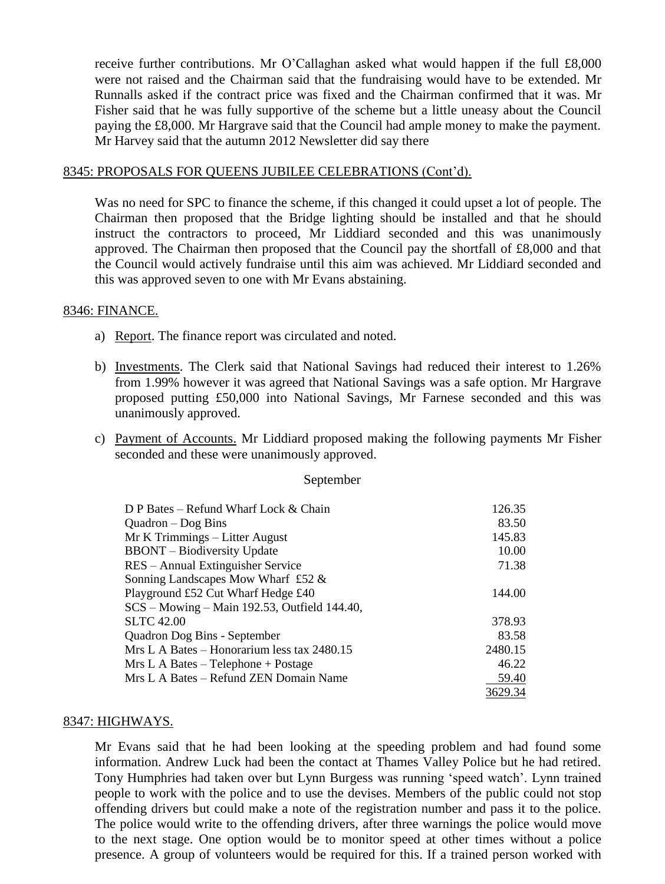receive further contributions. Mr O'Callaghan asked what would happen if the full £8,000 were not raised and the Chairman said that the fundraising would have to be extended. Mr Runnalls asked if the contract price was fixed and the Chairman confirmed that it was. Mr Fisher said that he was fully supportive of the scheme but a little uneasy about the Council paying the £8,000. Mr Hargrave said that the Council had ample money to make the payment. Mr Harvey said that the autumn 2012 Newsletter did say there

## 8345: PROPOSALS FOR QUEENS JUBILEE CELEBRATIONS (Cont'd).

Was no need for SPC to finance the scheme, if this changed it could upset a lot of people. The Chairman then proposed that the Bridge lighting should be installed and that he should instruct the contractors to proceed, Mr Liddiard seconded and this was unanimously approved. The Chairman then proposed that the Council pay the shortfall of £8,000 and that the Council would actively fundraise until this aim was achieved. Mr Liddiard seconded and this was approved seven to one with Mr Evans abstaining.

## 8346: FINANCE.

a) Report. The finance report was circulated and noted.

b) Investments. The Clerk said that National Savings had reduced their interest to 1.26% from 1.99% however it was agreed that National Savings was a safe option. Mr Hargrave proposed putting £50,000 into National Savings, Mr Farnese seconded and this was unanimously approved.

c) Payment of Accounts. Mr Liddiard proposed making the following payments Mr Fisher seconded and these were unanimously approved.

September

| | |
|---|---|
| D P Bates – Refund Wharf Lock & Chain | 126.35 |
| Quadron – Dog Bins | 83.50 |
| Mr K Trimmings – Litter August | 145.83 |
| BBONT – Biodiversity Update | 10.00 |
| RES – Annual Extinguisher Service | 71.38 |
| Sonning Landscapes Mow Wharf £52 & Playground £52 Cut Wharf Hedge £40 | 144.00 |
| SCS – Mowing – Main 192.53, Outfield 144.40, SLTC 42.00 | 378.93 |
| Quadron Dog Bins - September | 83.58 |
| Mrs L A Bates – Honorarium less tax 2480.15 | 2480.15 |
| Mrs L A Bates – Telephone + Postage | 46.22 |
| Mrs L A Bates – Refund ZEN Domain Name | 59.40 |
| | 3629.34 |

## 8347: HIGHWAYS.

Mr Evans said that he had been looking at the speeding problem and had found some information. Andrew Luck had been the contact at Thames Valley Police but he had retired. Tony Humphries had taken over but Lynn Burgess was running 'speed watch'. Lynn trained people to work with the police and to use the devises. Members of the public could not stop offending drivers but could make a note of the registration number and pass it to the police. The police would write to the offending drivers, after three warnings the police would move to the next stage. One option would be to monitor speed at other times without a police presence. A group of volunteers would be required for this. If a trained person worked with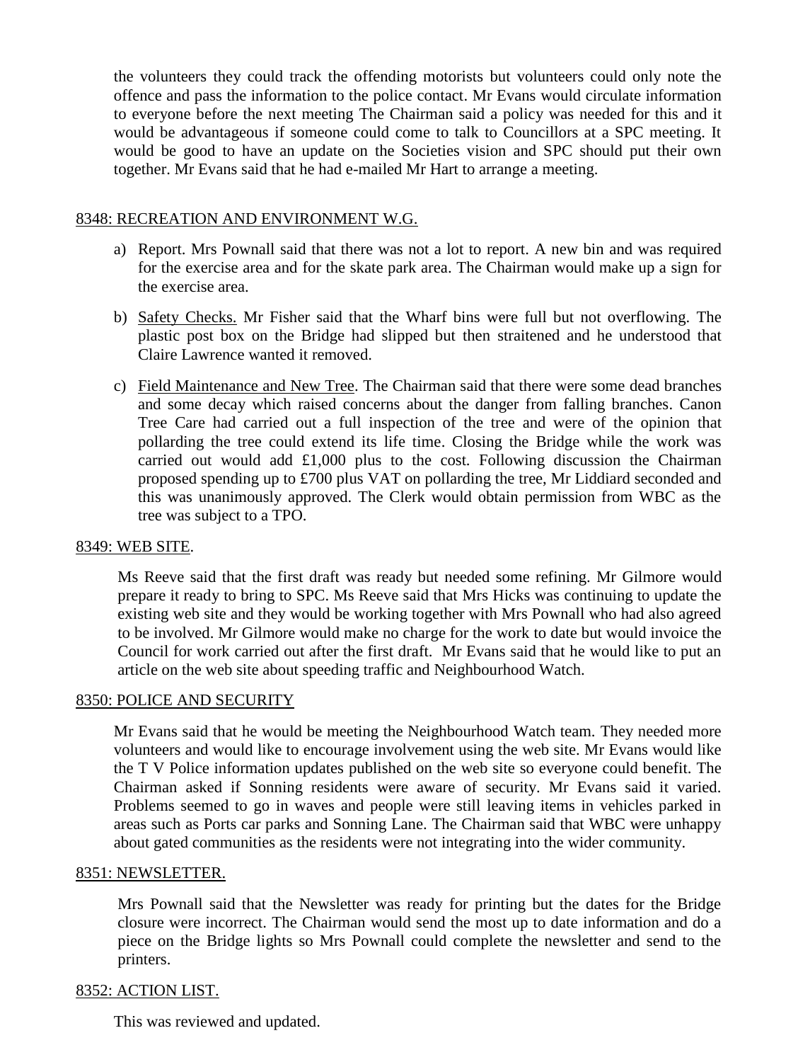the volunteers they could track the offending motorists but volunteers could only note the offence and pass the information to the police contact. Mr Evans would circulate information to everyone before the next meeting The Chairman said a policy was needed for this and it would be advantageous if someone could come to talk to Councillors at a SPC meeting. It would be good to have an update on the Societies vision and SPC should put their own together. Mr Evans said that he had e-mailed Mr Hart to arrange a meeting.

<u>8348: RECREATION AND ENVIRONMENT W.G.</u>

a) Report. Mrs Pownall said that there was not a lot to report. A new bin and was required for the exercise area and for the skate park area. The Chairman would make up a sign for the exercise area.

b) <u>Safety Checks.</u> Mr Fisher said that the Wharf bins were full but not overflowing. The plastic post box on the Bridge had slipped but then straitened and he understood that Claire Lawrence wanted it removed.

c) <u>Field Maintenance and New Tree</u>. The Chairman said that there were some dead branches and some decay which raised concerns about the danger from falling branches. Canon Tree Care had carried out a full inspection of the tree and were of the opinion that pollarding the tree could extend its life time. Closing the Bridge while the work was carried out would add £1,000 plus to the cost. Following discussion the Chairman proposed spending up to £700 plus VAT on pollarding the tree, Mr Liddiard seconded and this was unanimously approved. The Clerk would obtain permission from WBC as the tree was subject to a TPO.

<u>8349: WEB SITE</u>.

Ms Reeve said that the first draft was ready but needed some refining. Mr Gilmore would prepare it ready to bring to SPC. Ms Reeve said that Mrs Hicks was continuing to update the existing web site and they would be working together with Mrs Pownall who had also agreed to be involved. Mr Gilmore would make no charge for the work to date but would invoice the Council for work carried out after the first draft. Mr Evans said that he would like to put an article on the web site about speeding traffic and Neighbourhood Watch.

<u>8350: POLICE AND SECURITY</u>

Mr Evans said that he would be meeting the Neighbourhood Watch team. They needed more volunteers and would like to encourage involvement using the web site. Mr Evans would like the T V Police information updates published on the web site so everyone could benefit. The Chairman asked if Sonning residents were aware of security. Mr Evans said it varied. Problems seemed to go in waves and people were still leaving items in vehicles parked in areas such as Ports car parks and Sonning Lane. The Chairman said that WBC were unhappy about gated communities as the residents were not integrating into the wider community.

<u>8351: NEWSLETTER.</u>

Mrs Pownall said that the Newsletter was ready for printing but the dates for the Bridge closure were incorrect. The Chairman would send the most up to date information and do a piece on the Bridge lights so Mrs Pownall could complete the newsletter and send to the printers.

<u>8352: ACTION LIST.</u>

This was reviewed and updated.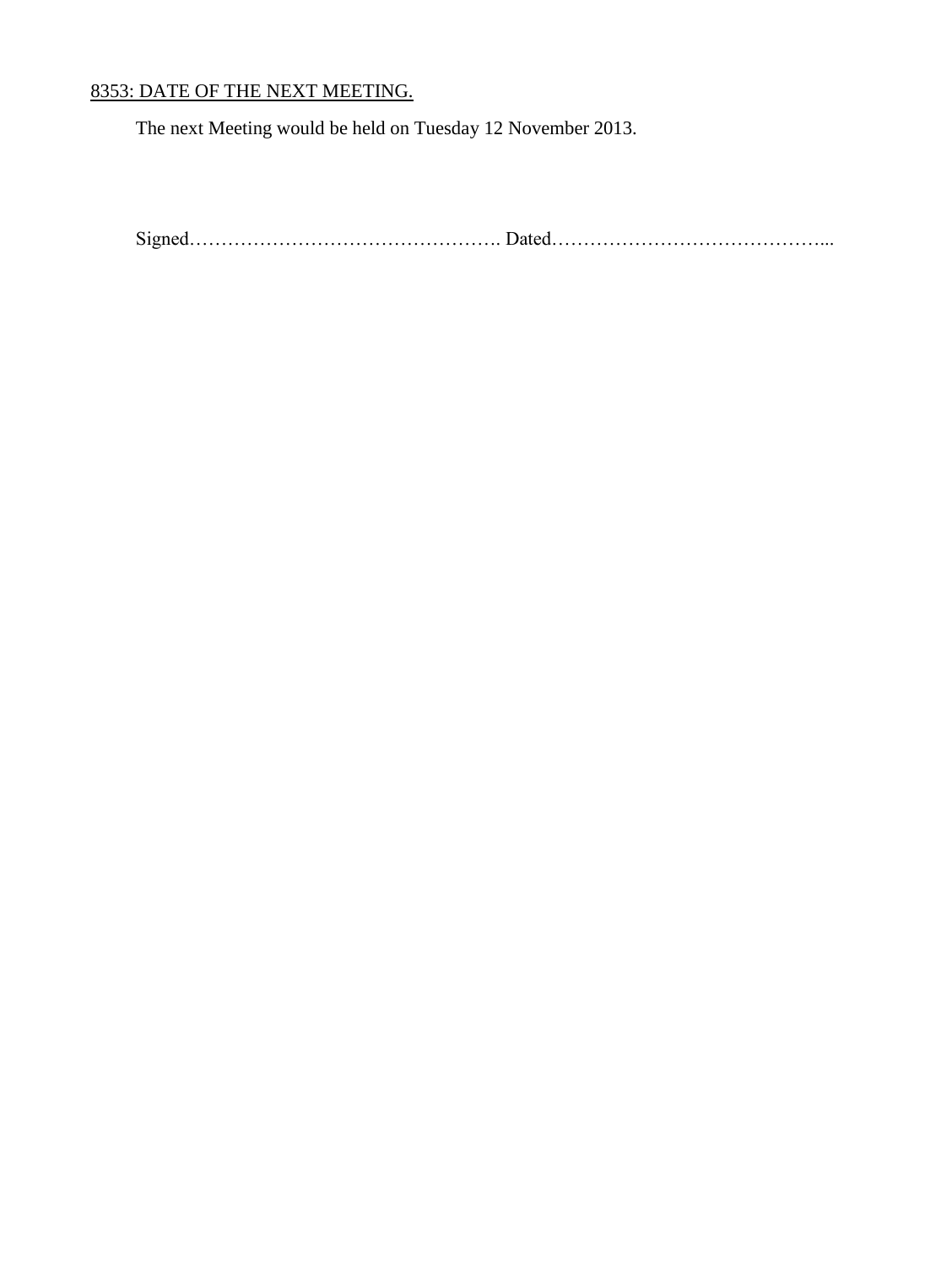8353: DATE OF THE NEXT MEETING.

The next Meeting would be held on Tuesday 12 November 2013.

Signed…………………………………………. Dated……………………………………...